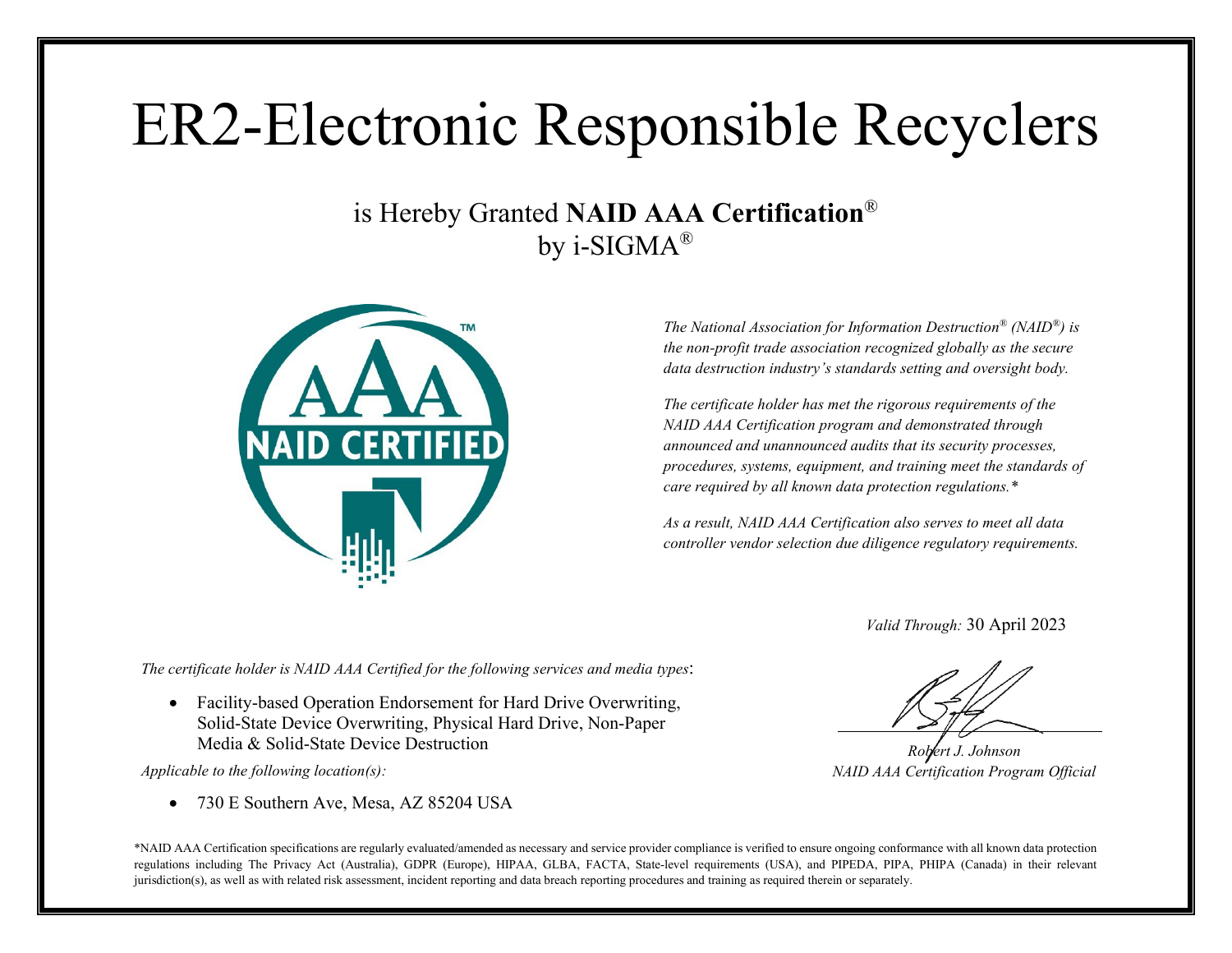# ER2-Electronic Responsible Recyclers

is Hereby Granted **NAID AAA Certification**®
by i-SIGMA®

*The National Association for Information Destruction® (NAID®) is the non-profit trade association recognized globally as the secure data destruction industry's standards setting and oversight body.*

*The certificate holder has met the rigorous requirements of the NAID AAA Certification program and demonstrated through announced and unannounced audits that its security processes, procedures, systems, equipment, and training meet the standards of care required by all known data protection regulations.**

*As a result, NAID AAA Certification also serves to meet all data controller vendor selection due diligence regulatory requirements.*

*Valid Through:* 30 April 2023

*The certificate holder is NAID AAA Certified for the following services and media types*:

- Facility-based Operation Endorsement for Hard Drive Overwriting, Solid-State Device Overwriting, Physical Hard Drive, Non-Paper Media & Solid-State Device Destruction

*Applicable to the following location(s):*

- 730 E Southern Ave, Mesa, AZ 85204 USA

*Robert J. Johnson*
*NAID AAA Certification Program Official*

*NAID AAA Certification specifications are regularly evaluated/amended as necessary and service provider compliance is verified to ensure ongoing conformance with all known data protection regulations including The Privacy Act (Australia), GDPR (Europe), HIPAA, GLBA, FACTA, State-level requirements (USA), and PIPEDA, PIPA, PHIPA (Canada) in their relevant jurisdiction(s), as well as with related risk assessment, incident reporting and data breach reporting procedures and training as required therein or separately.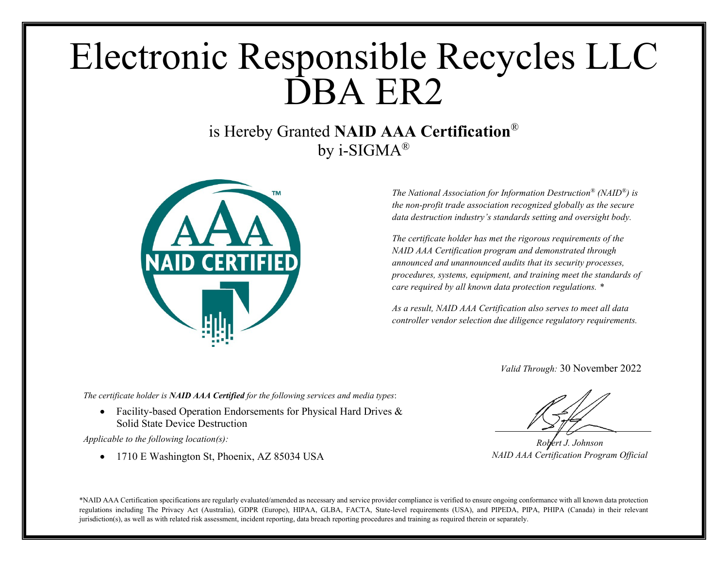# Electronic Responsible Recycles LLC DBA ER2

is Hereby Granted **NAID AAA Certification**®
by i-SIGMA®

*The National Association for Information Destruction® (NAID®) is the non-profit trade association recognized globally as the secure data destruction industry's standards setting and oversight body.*

*The certificate holder has met the rigorous requirements of the NAID AAA Certification program and demonstrated through announced and unannounced audits that its security processes, procedures, systems, equipment, and training meet the standards of care required by all known data protection regulations. \**

*As a result, NAID AAA Certification also serves to meet all data controller vendor selection due diligence regulatory requirements.*

*Valid Through:* 30 November 2022

*The certificate holder is **NAID AAA Certified** for the following services and media types*:

- Facility-based Operation Endorsements for Physical Hard Drives & Solid State Device Destruction

*Applicable to the following location(s):*

- 1710 E Washington St, Phoenix, AZ 85034 USA

*Robert J. Johnson*
*NAID AAA Certification Program Official*

\*NAID AAA Certification specifications are regularly evaluated/amended as necessary and service provider compliance is verified to ensure ongoing conformance with all known data protection regulations including The Privacy Act (Australia), GDPR (Europe), HIPAA, GLBA, FACTA, State-level requirements (USA), and PIPEDA, PIPA, PHIPA (Canada) in their relevant jurisdiction(s), as well as with related risk assessment, incident reporting, data breach reporting procedures and training as required therein or separately.